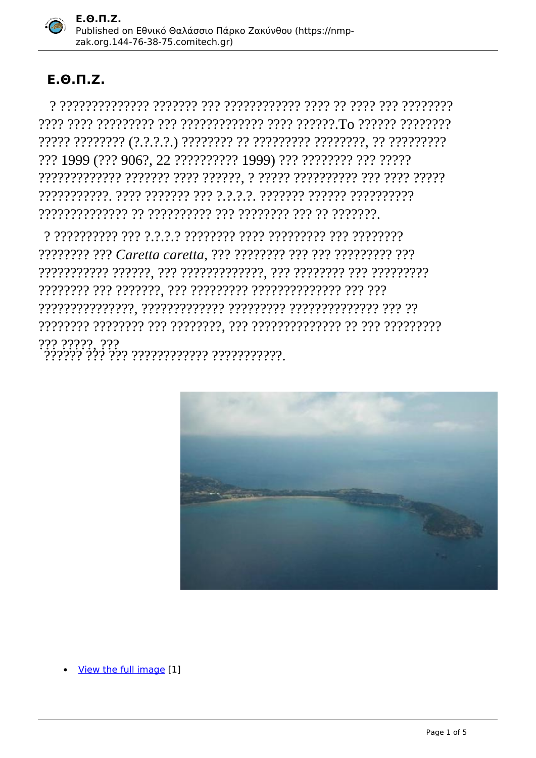# Ε.Θ.Π.Ζ.

? ?????????????? ??????? ??? ???????????? ???? ?? ???? ??? ???????? ???? ???? ????????? ??? ????????????? ???? ??????.Το ?????? ???????? ????? ???????? (?.?.?.?.) ???????? ?? ????????? ????????, ?? ????????? ??? 1999 (??? 906?, 22 ?????????? 1999) ??? ???????? ??? ????? ????????????? ??????? ???? ??????, ? ????? ?????????? ??? ???? ????? ???????????. ???? ??????? ??? ?.?.?.?. ??????? ?????? ?????????? ?????????????? ?? ?????????? ??? ???????? ??? ?? ???????.

? ?????????? ??? ?.?.?.? ???????? ???? ????????? ??? ???????? ???????? ??? *Caretta caretta*, ??? ???????? ??? ??? ????????? ??? ??????????? ??????, ??? ?????????????, ??? ???????? ??? ????????? ???????? ??? ???????, ??? ????????? ?????????????? ??? ??? ???????????????, ????????????? ????????? ?????????????? ??? ?? ???????? ???????? ??? ????????, ??? ?????????????? ?? ??? ????????? ??? ?????, ??? ?????? ??? ??? ???????????? ???????????.

- View the full image [1]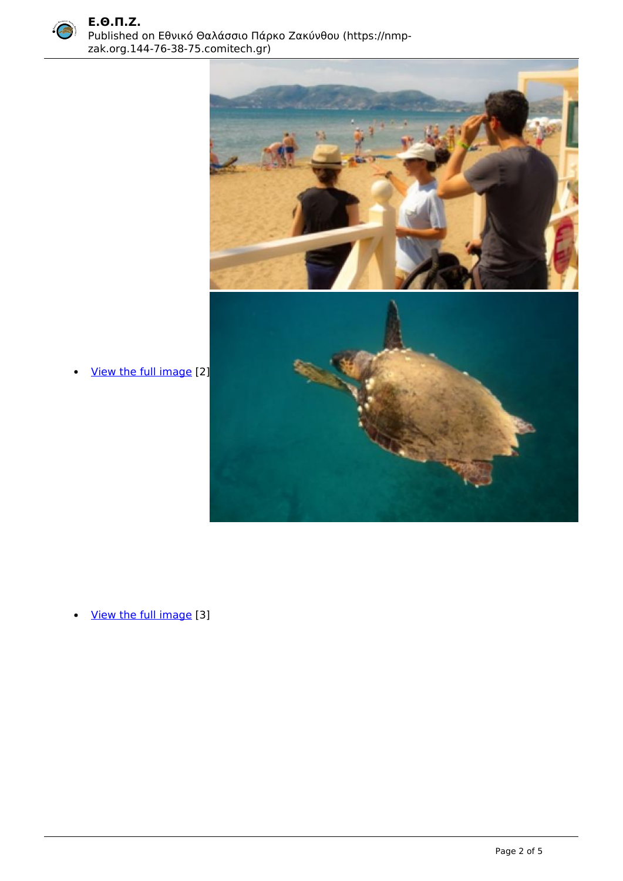- View the full image [2]

- View the full image [3]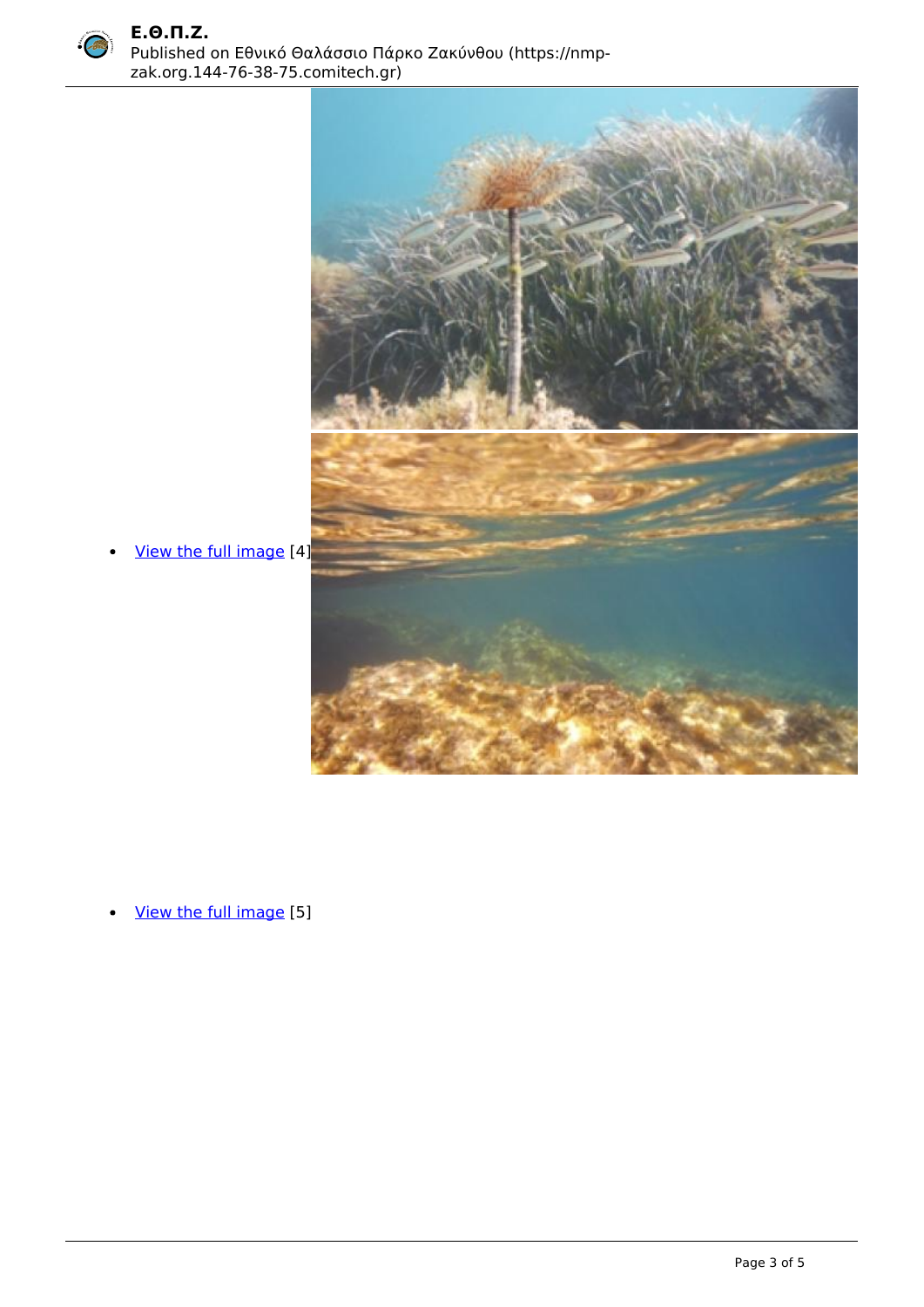- [View the full image][4]

- [View the full image][5]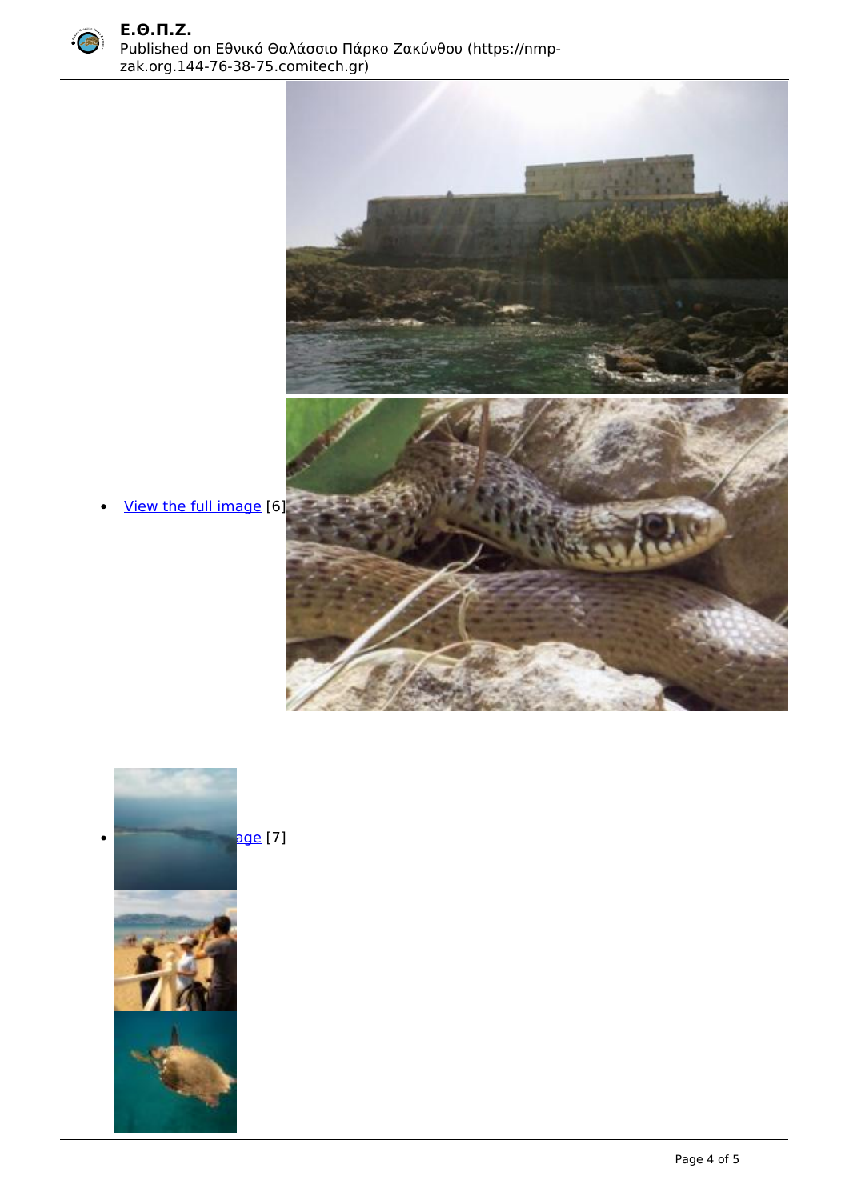- View the full image [6]

- age [7]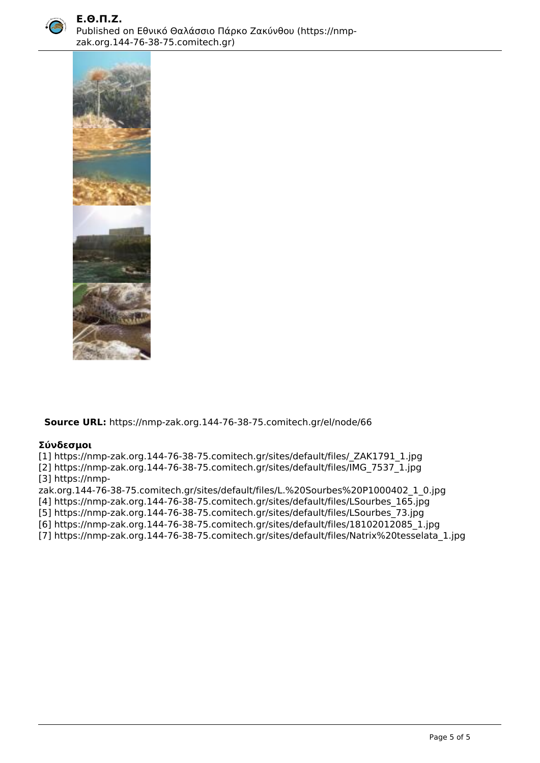**Source URL:** https://nmp-zak.org.144-76-38-75.comitech.gr/el/node/66

**Σύνδεσμοι**

[1] https://nmp-zak.org.144-76-38-75.comitech.gr/sites/default/files/_ZAK1791_1.jpg
[2] https://nmp-zak.org.144-76-38-75.comitech.gr/sites/default/files/IMG_7537_1.jpg
[3] https://nmp-zak.org.144-76-38-75.comitech.gr/sites/default/files/L.%20Sourbes%20P1000402_1_0.jpg
[4] https://nmp-zak.org.144-76-38-75.comitech.gr/sites/default/files/LSourbes_165.jpg
[5] https://nmp-zak.org.144-76-38-75.comitech.gr/sites/default/files/LSourbes_73.jpg
[6] https://nmp-zak.org.144-76-38-75.comitech.gr/sites/default/files/18102012085_1.jpg
[7] https://nmp-zak.org.144-76-38-75.comitech.gr/sites/default/files/Natrix%20tesselata_1.jpg